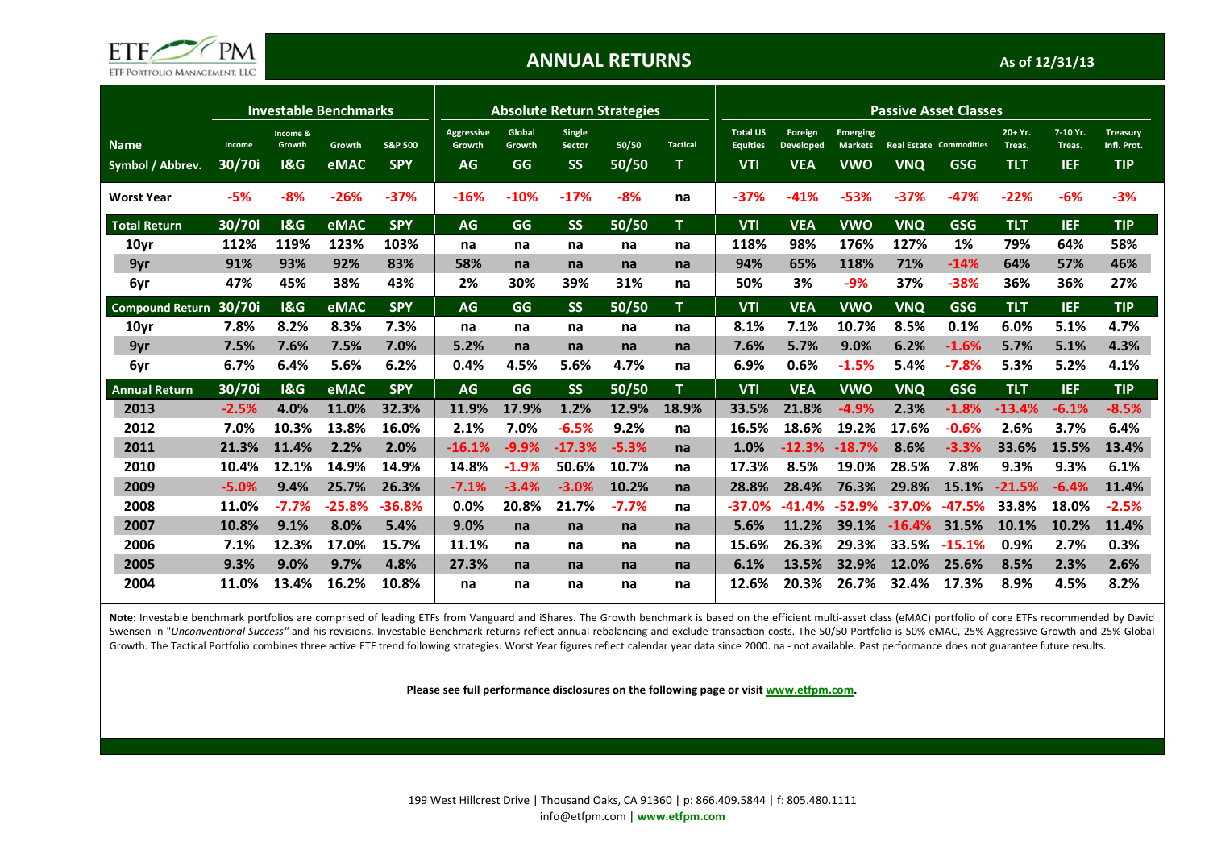# ANNUAL RETURNS

As of 12/31/13

| Name | Investable Benchmarks | | | | Absolute Return Strategies | | | | | Passive Asset Classes | | | | | | | |
|---|---|---|---|---|---|---|---|---|---|---|---|---|---|---|---|---|---|
| | Income | Income & Growth | Growth | S&P 500 | Aggressive Growth | Global Growth | Single Sector | 50/50 | Tactical | Total US Equities | Foreign Developed | Emerging Markets | Real Estate | Commodities | 20+ Yr. Treas. | 7-10 Yr. Treas. | Treasury Infl. Prot. |
| **Symbol / Abbrev.** | **30/70i** | **I&G** | **eMAC** | **SPY** | **AG** | **GG** | **SS** | **50/50** | **T** | **VTI** | **VEA** | **VWO** | **VNQ** | **GSG** | **TLT** | **IEF** | **TIP** |
| **Worst Year** | -5% | -8% | -26% | -37% | -16% | -10% | -17% | -8% | na | -37% | -41% | -53% | -37% | -47% | -22% | -6% | -3% |
| **Total Return** | **30/70i** | **I&G** | **eMAC** | **SPY** | **AG** | **GG** | **SS** | **50/50** | **T** | **VTI** | **VEA** | **VWO** | **VNQ** | **GSG** | **TLT** | **IEF** | **TIP** |
| 10yr | 112% | 119% | 123% | 103% | na | na | na | na | na | 118% | 98% | 176% | 127% | 1% | 79% | 64% | 58% |
| 9yr | 91% | 93% | 92% | 83% | 58% | na | na | na | na | 94% | 65% | 118% | 71% | -14% | 64% | 57% | 46% |
| 6yr | 47% | 45% | 38% | 43% | 2% | 30% | 39% | 31% | na | 50% | 3% | -9% | 37% | -38% | 36% | 36% | 27% |
| **Compound Return** | **30/70i** | **I&G** | **eMAC** | **SPY** | **AG** | **GG** | **SS** | **50/50** | **T** | **VTI** | **VEA** | **VWO** | **VNQ** | **GSG** | **TLT** | **IEF** | **TIP** |
| 10yr | 7.8% | 8.2% | 8.3% | 7.3% | na | na | na | na | na | 8.1% | 7.1% | 10.7% | 8.5% | 0.1% | 6.0% | 5.1% | 4.7% |
| 9yr | 7.5% | 7.6% | 7.5% | 7.0% | 5.2% | na | na | na | na | 7.6% | 5.7% | 9.0% | 6.2% | -1.6% | 5.7% | 5.1% | 4.3% |
| 6yr | 6.7% | 6.4% | 5.6% | 6.2% | 0.4% | 4.5% | 5.6% | 4.7% | na | 6.9% | 0.6% | -1.5% | 5.4% | -7.8% | 5.3% | 5.2% | 4.1% |
| **Annual Return** | **30/70i** | **I&G** | **eMAC** | **SPY** | **AG** | **GG** | **SS** | **50/50** | **T** | **VTI** | **VEA** | **VWO** | **VNQ** | **GSG** | **TLT** | **IEF** | **TIP** |
| 2013 | -2.5% | 4.0% | 11.0% | 32.3% | 11.9% | 17.9% | 1.2% | 12.9% | 18.9% | 33.5% | 21.8% | -4.9% | 2.3% | -1.8% | -13.4% | -6.1% | -8.5% |
| 2012 | 7.0% | 10.3% | 13.8% | 16.0% | 2.1% | 7.0% | -6.5% | 9.2% | na | 16.5% | 18.6% | 19.2% | 17.6% | -0.6% | 2.6% | 3.7% | 6.4% |
| 2011 | 21.3% | 11.4% | 2.2% | 2.0% | -16.1% | -9.9% | -17.3% | -5.3% | na | 1.0% | -12.3% | -18.7% | 8.6% | -3.3% | 33.6% | 15.5% | 13.4% |
| 2010 | 10.4% | 12.1% | 14.9% | 14.9% | 14.8% | -1.9% | 50.6% | 10.7% | na | 17.3% | 8.5% | 19.0% | 28.5% | 7.8% | 9.3% | 9.3% | 6.1% |
| 2009 | -5.0% | 9.4% | 25.7% | 26.3% | -7.1% | -3.4% | -3.0% | 10.2% | na | 28.8% | 28.4% | 76.3% | 29.8% | 15.1% | -21.5% | -6.4% | 11.4% |
| 2008 | 11.0% | -7.7% | -25.8% | -36.8% | 0.0% | 20.8% | 21.7% | -7.7% | na | -37.0% | -41.4% | -52.9% | -37.0% | -47.5% | 33.8% | 18.0% | -2.5% |
| 2007 | 10.8% | 9.1% | 8.0% | 5.4% | 9.0% | na | na | na | na | 5.6% | 11.2% | 39.1% | -16.4% | 31.5% | 10.1% | 10.2% | 11.4% |
| 2006 | 7.1% | 12.3% | 17.0% | 15.7% | 11.1% | na | na | na | na | 15.6% | 26.3% | 29.3% | 33.5% | -15.1% | 0.9% | 2.7% | 0.3% |
| 2005 | 9.3% | 9.0% | 9.7% | 4.8% | 27.3% | na | na | na | na | 6.1% | 13.5% | 32.9% | 12.0% | 25.6% | 8.5% | 2.3% | 2.6% |
| 2004 | 11.0% | 13.4% | 16.2% | 10.8% | na | na | na | na | na | 12.6% | 20.3% | 26.7% | 32.4% | 17.3% | 8.9% | 4.5% | 8.2% |

**Note:** Investable benchmark portfolios are comprised of leading ETFs from Vanguard and iShares. The Growth benchmark is based on the efficient multi-asset class (eMAC) portfolio of core ETFs recommended by David Swensen in "*Unconventional Success"* and his revisions. Investable Benchmark returns reflect annual rebalancing and exclude transaction costs. The 50/50 Portfolio is 50% eMAC, 25% Aggressive Growth and 25% Global Growth. The Tactical Portfolio combines three active ETF trend following strategies. Worst Year figures reflect calendar year data since 2000. na - not available. Past performance does not guarantee future results.

**Please see full performance disclosures on the following page or visit www.etfpm.com.**

199 West Hillcrest Drive | Thousand Oaks, CA 91360 | p: 866.409.5844 | f: 805.480.1111
info@etfpm.com | **www.etfpm.com**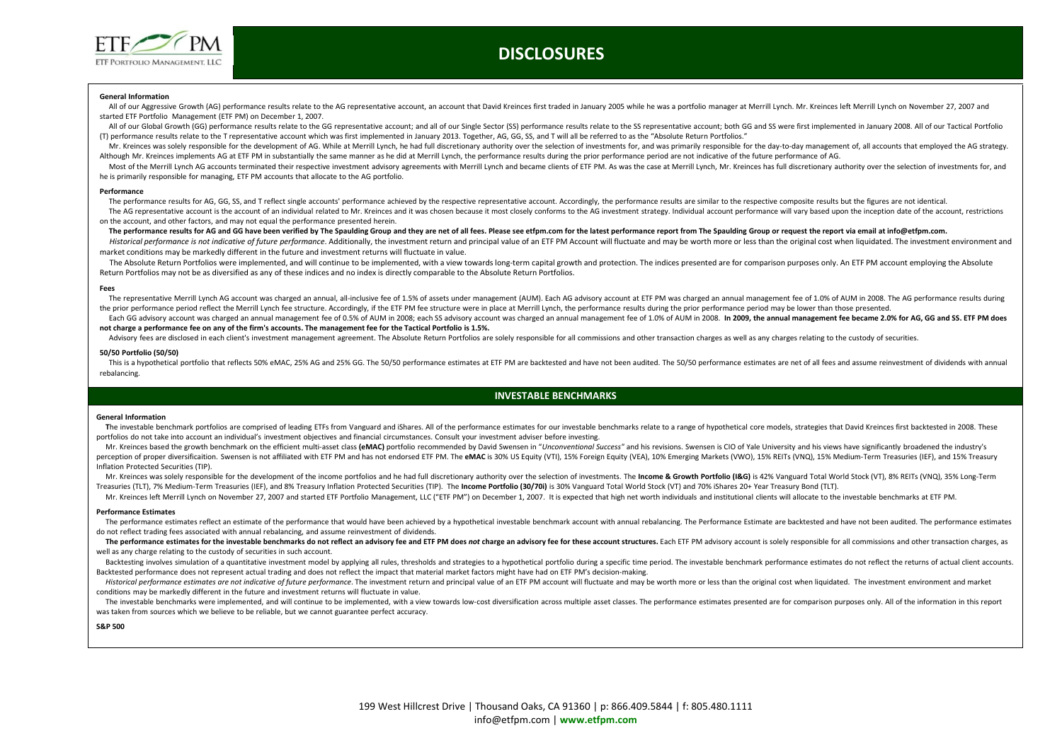# DISCLOSURES

### General Information

All of our Aggressive Growth (AG) performance results relate to the AG representative account, an account that David Kreinces first traded in January 2005 while he was a portfolio manager at Merrill Lynch. Mr. Kreinces left Merrill Lynch on November 27, 2007 and started ETF Portfolio Management (ETF PM) on December 1, 2007.

All of our Global Growth (GG) performance results relate to the GG representative account; and all of our Single Sector (SS) performance results relate to the SS representative account; both GG and SS were first implemented in January 2008. All of our Tactical Portfolio (T) performance results relate to the T representative account which was first implemented in January 2013. Together, AG, GG, SS, and T will all be referred to as the "Absolute Return Portfolios."

Mr. Kreinces was solely responsible for the development of AG. While at Merrill Lynch, he had full discretionary authority over the selection of investments for, and was primarily responsible for the day-to-day management of, all accounts that employed the AG strategy. Although Mr. Kreinces implements AG at ETF PM in substantially the same manner as he did at Merrill Lynch, the performance results during the prior performance period are not indicative of the future performance of AG.

Most of the Merrill Lynch AG accounts terminated their respective investment advisory agreements with Merrill Lynch and became clients of ETF PM. As was the case at Merrill Lynch, Mr. Kreinces has full discretionary authority over the selection of investments for, and he is primarily responsible for managing, ETF PM accounts that allocate to the AG portfolio.

### Performance

The performance results for AG, GG, SS, and T reflect single accounts' performance achieved by the respective representative account. Accordingly, the performance results are similar to the respective composite results but the figures are not identical.

The AG representative account is the account of an individual related to Mr. Kreinces and it was chosen because it most closely conforms to the AG investment strategy. Individual account performance will vary based upon the inception date of the account, restrictions on the account, and other factors, and may not equal the performance presented herein.

**The performance results for AG and GG have been verified by The Spaulding Group and they are net of all fees. Please see etfpm.com for the latest performance report from The Spaulding Group or request the report via email at info@etfpm.com.**

*Historical performance is not indicative of future performance*. Additionally, the investment return and principal value of an ETF PM Account will fluctuate and may be worth more or less than the original cost when liquidated. The investment environment and market conditions may be markedly different in the future and investment returns will fluctuate in value.

The Absolute Return Portfolios were implemented, and will continue to be implemented, with a view towards long-term capital growth and protection. The indices presented are for comparison purposes only. An ETF PM account employing the Absolute Return Portfolios may not be as diversified as any of these indices and no index is directly comparable to the Absolute Return Portfolios.

### Fees

The representative Merrill Lynch AG account was charged an annual, all-inclusive fee of 1.5% of assets under management (AUM). Each AG advisory account at ETF PM was charged an annual management fee of 1.0% of AUM in 2008. The AG performance results during the prior performance period reflect the Merrill Lynch fee structure. Accordingly, if the ETF PM fee structure were in place at Merrill Lynch, the performance results during the prior performance period may be lower than those presented.

Each GG advisory account was charged an annual management fee of 0.5% of AUM in 2008; each SS advisory account was charged an annual management fee of 1.0% of AUM in 2008. **In 2009, the annual management fee became 2.0% for AG, GG and SS. ETF PM does not charge a performance fee on any of the firm's accounts. The management fee for the Tactical Portfolio is 1.5%.**

Advisory fees are disclosed in each client's investment management agreement. The Absolute Return Portfolios are solely responsible for all commissions and other transaction charges as well as any charges relating to the custody of securities.

### 50/50 Portfolio (50/50)

This is a hypothetical portfolio that reflects 50% eMAC, 25% AG and 25% GG. The 50/50 performance estimates at ETF PM are backtested and have not been audited. The 50/50 performance estimates are net of all fees and assume reinvestment of dividends with annual rebalancing.

## INVESTABLE BENCHMARKS

### General Information

The investable benchmark portfolios are comprised of leading ETFs from Vanguard and iShares. All of the performance estimates for our investable benchmarks relate to a range of hypothetical core models, strategies that David Kreinces first backtested in 2008. These portfolios do not take into account an individual's investment objectives and financial circumstances. Consult your investment adviser before investing.

Mr. Kreinces based the growth benchmark on the efficient multi-asset class **(eMAC)** portfolio recommended by David Swensen in "*Unconventional Success*" and his revisions. Swensen is CIO of Yale University and his views have significantly broadened the industry's perception of proper diversification. Swensen is not affiliated with ETF PM and has not endorsed ETF PM. The **eMAC** is 30% US Equity (VTI), 15% Foreign Equity (VEA), 10% Emerging Markets (VWO), 15% REITs (VNQ), 15% Medium-Term Treasuries (IEF), and 15% Treasury Inflation Protected Securities (TIP).

Mr. Kreinces was solely responsible for the development of the income portfolios and he had full discretionary authority over the selection of investments. The **Income & Growth Portfolio (I&G)** is 42% Vanguard Total World Stock (VT), 8% REITs (VNQ), 35% Long-Term Treasuries (TLT), 7% Medium-Term Treasuries (IEF), and 8% Treasury Inflation Protected Securities (TIP). The **Income Portfolio (30/70i)** is 30% Vanguard Total World Stock (VT) and 70% iShares 20+ Year Treasury Bond (TLT).

Mr. Kreinces left Merrill Lynch on November 27, 2007 and started ETF Portfolio Management, LLC ("ETF PM") on December 1, 2007. It is expected that high net worth individuals and institutional clients will allocate to the investable benchmarks at ETF PM.

### Performance Estimates

The performance estimates reflect an estimate of the performance that would have been achieved by a hypothetical investable benchmark account with annual rebalancing. The Performance Estimate are backtested and have not been audited. The performance estimates do not reflect trading fees associated with annual rebalancing, and assume reinvestment of dividends.

**The performance estimates for the investable benchmarks do not reflect an advisory fee and ETF PM does *not* charge an advisory fee for these account structures.** Each ETF PM advisory account is solely responsible for all commissions and other transaction charges, as well as any charge relating to the custody of securities in such account.

Backtesting involves simulation of a quantitative investment model by applying all rules, thresholds and strategies to a hypothetical portfolio during a specific time period. The investable benchmark performance estimates do not reflect the returns of actual client accounts. Backtested performance does not represent actual trading and does not reflect the impact that material market factors might have had on ETF PM's decision-making.

*Historical performance estimates are not indicative of future performance*. The investment return and principal value of an ETF PM account will fluctuate and may be worth more or less than the original cost when liquidated. The investment environment and market conditions may be markedly different in the future and investment returns will fluctuate in value.

The investable benchmarks were implemented, and will continue to be implemented, with a view towards low-cost diversification across multiple asset classes. The performance estimates presented are for comparison purposes only. All of the information in this report was taken from sources which we believe to be reliable, but we cannot guarantee perfect accuracy.

### S&P 500

199 West Hillcrest Drive | Thousand Oaks, CA 91360 | p: 866.409.5844 | f: 805.480.1111
info@etfpm.com | **www.etfpm.com**